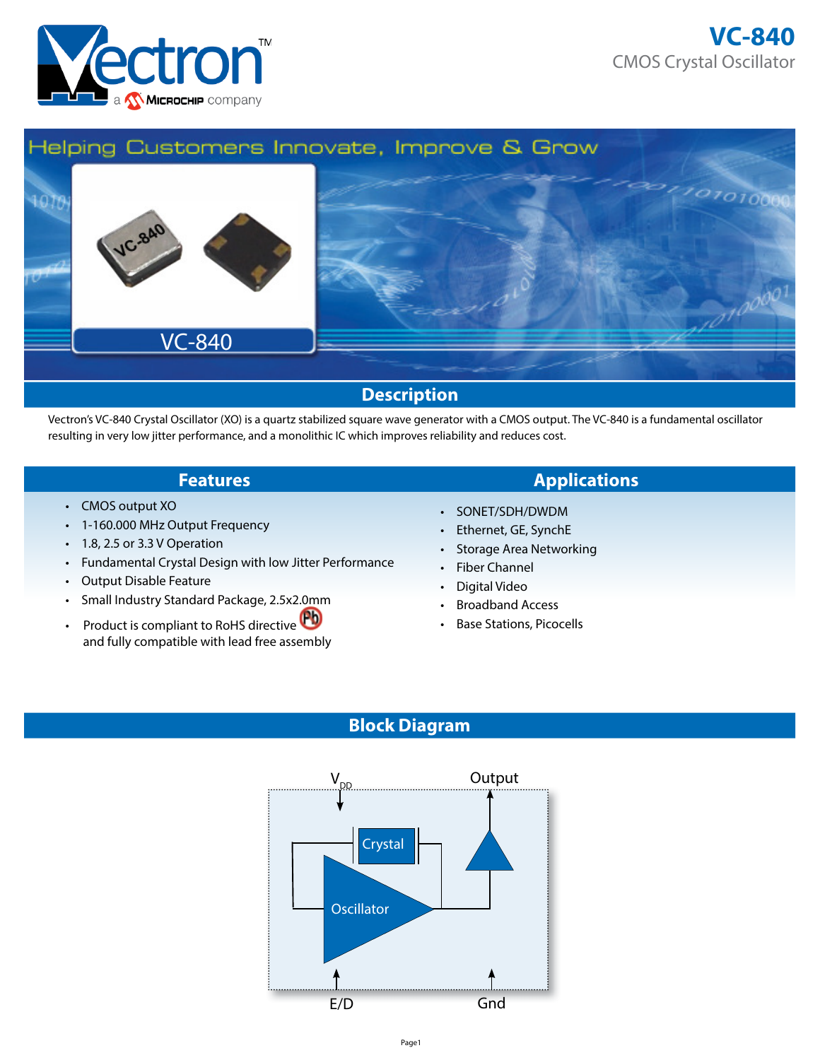# VC-840

CMOS Crystal Oscillator

Helping Customers Innovate, Improve & Grow

VC-840

## Description

Vectron's VC-840 Crystal Oscillator (XO) is a quartz stabilized square wave generator with a CMOS output. The VC-840 is a fundamental oscillator resulting in very low jitter performance, and a monolithic IC which improves reliability and reduces cost.

## Features

- CMOS output XO
- 1-160.000 MHz Output Frequency
- 1.8, 2.5 or 3.3 V Operation
- Fundamental Crystal Design with low Jitter Performance
- Output Disable Feature
- Small Industry Standard Package, 2.5x2.0mm
- Product is compliant to RoHS directive and fully compatible with lead free assembly

## Applications

- SONET/SDH/DWDM
- Ethernet, GE, SynchE
- Storage Area Networking
- Fiber Channel
- Digital Video
- Broadband Access
- Base Stations, Picocells

## Block Diagram

$V_{DD}$ | Output | Crystal | Oscillator | E/D | Gnd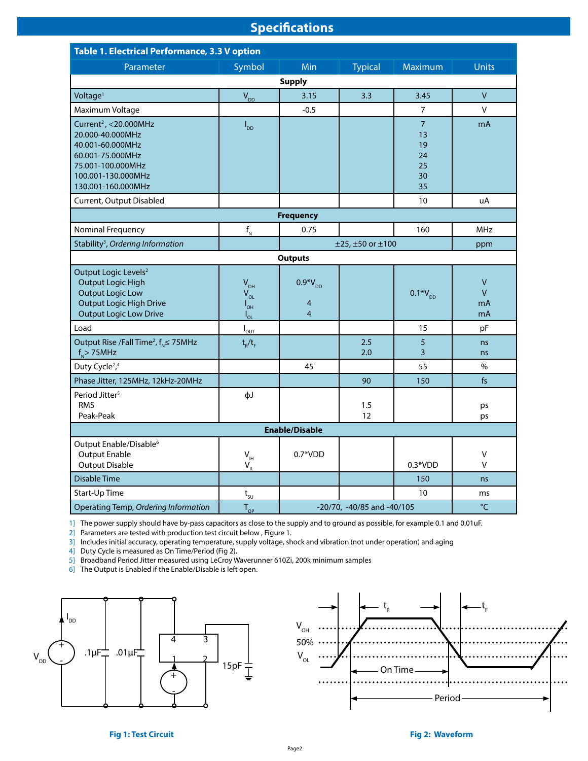## Specifications

**Table 1. Electrical Performance, 3.3 V option**

| Parameter | Symbol | Min | Typical | Maximum | Units |
|---|---|---|---|---|---|
| **Supply** | | | | | |
| Voltage[1] | $V_{DD}$ | 3.15 | 3.3 | 3.45 | V |
| Maximum Voltage | | -0.5 | | 7 | V |
| Current[2], <20.000MHz<br>20.000-40.000MHz<br>40.001-60.000MHz<br>60.001-75.000MHz<br>75.001-100.000MHz<br>100.001-130.000MHz<br>130.001-160.000MHz | $I_{DD}$ | | | 7<br>13<br>19<br>24<br>25<br>30<br>35 | mA |
| Current, Output Disabled | | | | 10 | uA |
| **Frequency** | | | | | |
| Nominal Frequency | $f_N$ | 0.75 | | 160 | MHz |
| Stability[3], *Ordering Information* | | ±25, ±50 or ±100 | | | ppm |
| **Outputs** | | | | | |
| Output Logic Levels[2]<br>Output Logic High<br>Output Logic Low<br>Output Logic High Drive<br>Output Logic Low Drive | <br>$V_{OH}$<br>$V_{OL}$<br>$I_{OH}$<br>$I_{OL}$ | <br>0.9*$V_{DD}$<br><br>4<br>4 | | <br><br>0.1*$V_{DD}$<br><br> | <br>V<br>V<br>mA<br>mA |
| Load | $I_{OUT}$ | | | 15 | pF |
| Output Rise /Fall Time[2], $f_N \leq$ 75MHz<br>$f_N$ > 75MHz | $t_R/t_F$ | | 2.5<br>2.0 | 5<br>3 | ns<br>ns |
| Duty Cycle[2,4] | | 45 | | 55 | % |
| Phase Jitter, 125MHz, 12kHz-20MHz | | | 90 | 150 | fs |
| Period Jitter[5]<br>RMS<br>Peak-Peak | ϕJ | | <br>1.5<br>12 | | <br>ps<br>ps |
| **Enable/Disable** | | | | | |
| Output Enable/Disable[6]<br>Output Enable<br>Output Disable | <br>$V_{IH}$<br>$V_{IL}$ | <br>0.7*VDD<br> | | <br><br>0.3*VDD | <br>V<br>V |
| Disable Time | | | | 150 | ns |
| Start-Up Time | $t_{SU}$ | | | 10 | ms |
| Operating Temp, *Ordering Information* | $T_{OP}$ | -20/70, -40/85 and -40/105 | | | °C |

1] The power supply should have by-pass capacitors as close to the supply and to ground as possible, for example 0.1 and 0.01uF.
2] Parameters are tested with production test circuit below , Figure 1.
3] Includes initial accuracy, operating temperature, supply voltage, shock and vibration (not under operation) and aging
4] Duty Cycle is measured as On Time/Period (Fig 2).
5] Broadband Period Jitter measured using LeCroy Waverunner 610Zi, 200k minimum samples
6] The Output is Enabled if the Enable/Disable is left open.

**Fig 1: Test Circuit**

**Fig 2: Waveform**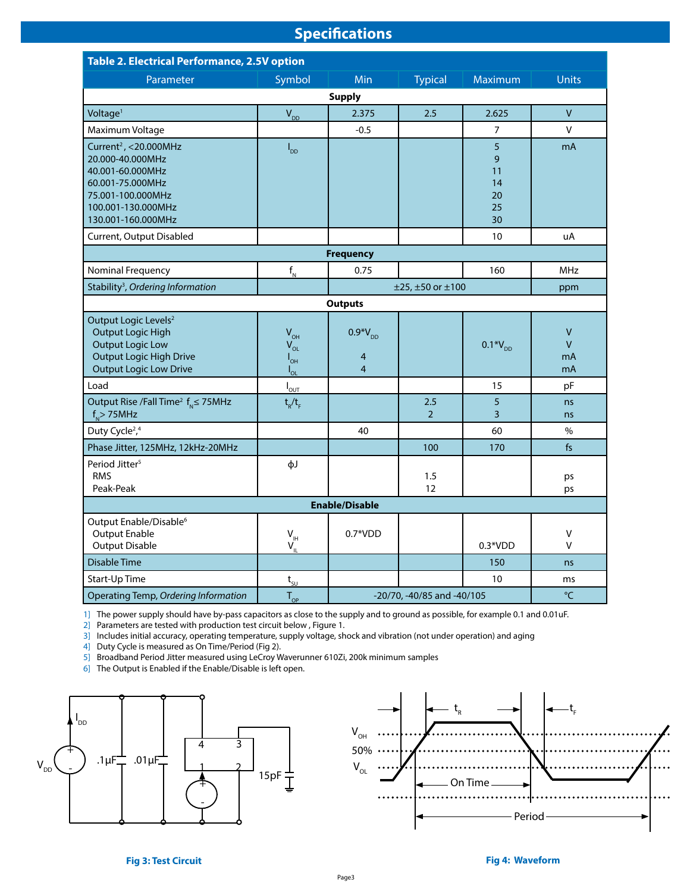## Specifications

**Table 2. Electrical Performance, 2.5V option**

| Parameter | Symbol | Min | Typical | Maximum | Units |
|---|---|---|---|---|---|
| **Supply** | | | | | |
| Voltage[1] | $V_{DD}$ | 2.375 | 2.5 | 2.625 | V |
| Maximum Voltage | | -0.5 | | 7 | V |
| Current[2], <20.000MHz<br>20.000-40.000MHz<br>40.001-60.000MHz<br>60.001-75.000MHz<br>75.001-100.000MHz<br>100.001-130.000MHz<br>130.001-160.000MHz | $I_{DD}$ | | | 5<br>9<br>11<br>14<br>20<br>25<br>30 | mA |
| Current, Output Disabled | | | | 10 | uA |
| **Frequency** | | | | | |
| Nominal Frequency | $f_N$ | 0.75 | | 160 | MHz |
| Stability[3], *Ordering Information* | | ±25, ±50 or ±100 | | | ppm |
| **Outputs** | | | | | |
| Output Logic Levels[2]<br>Output Logic High<br>Output Logic Low<br>Output Logic High Drive<br>Output Logic Low Drive | <br>$V_{OH}$<br>$V_{OL}$<br>$I_{OH}$<br>$I_{OL}$ | <br>$0.9^*V_{DD}$<br><br>4<br>4 | | <br><br>$0.1^*V_{DD}$<br><br> | <br>V<br>V<br>mA<br>mA |
| Load | $I_{OUT}$ | | | 15 | pF |
| Output Rise /Fall Time[2] $f_N \leq 75$MHz<br>$f_N > 75$MHz | $t_R/t_F$ | | 2.5<br>2 | 5<br>3 | ns<br>ns |
| Duty Cycle[2,4] | | 40 | | 60 | % |
| Phase Jitter, 125MHz, 12kHz-20MHz | | | 100 | 170 | fs |
| Period Jitter[5]<br>RMS<br>Peak-Peak | ϕJ | | <br>1.5<br>12 | | <br>ps<br>ps |
| **Enable/Disable** | | | | | |
| Output Enable/Disable[6]<br>Output Enable<br>Output Disable | <br>$V_{IH}$<br>$V_{IL}$ | <br>0.7*VDD<br> | | <br><br>0.3*VDD | <br>V<br>V |
| Disable Time | | | | 150 | ns |
| Start-Up Time | $t_{SU}$ | | | 10 | ms |
| Operating Temp, *Ordering Information* | $T_{OP}$ | -20/70, -40/85 and -40/105 | | | °C |

1] The power supply should have by-pass capacitors as close to the supply and to ground as possible, for example 0.1 and 0.01uF.
2] Parameters are tested with production test circuit below , Figure 1.
3] Includes initial accuracy, operating temperature, supply voltage, shock and vibration (not under operation) and aging
4] Duty Cycle is measured as On Time/Period (Fig 2).
5] Broadband Period Jitter measured using LeCroy Waverunner 610Zi, 200k minimum samples
6] The Output is Enabled if the Enable/Disable is left open.

**Fig 3: Test Circuit**

**Fig 4: Waveform**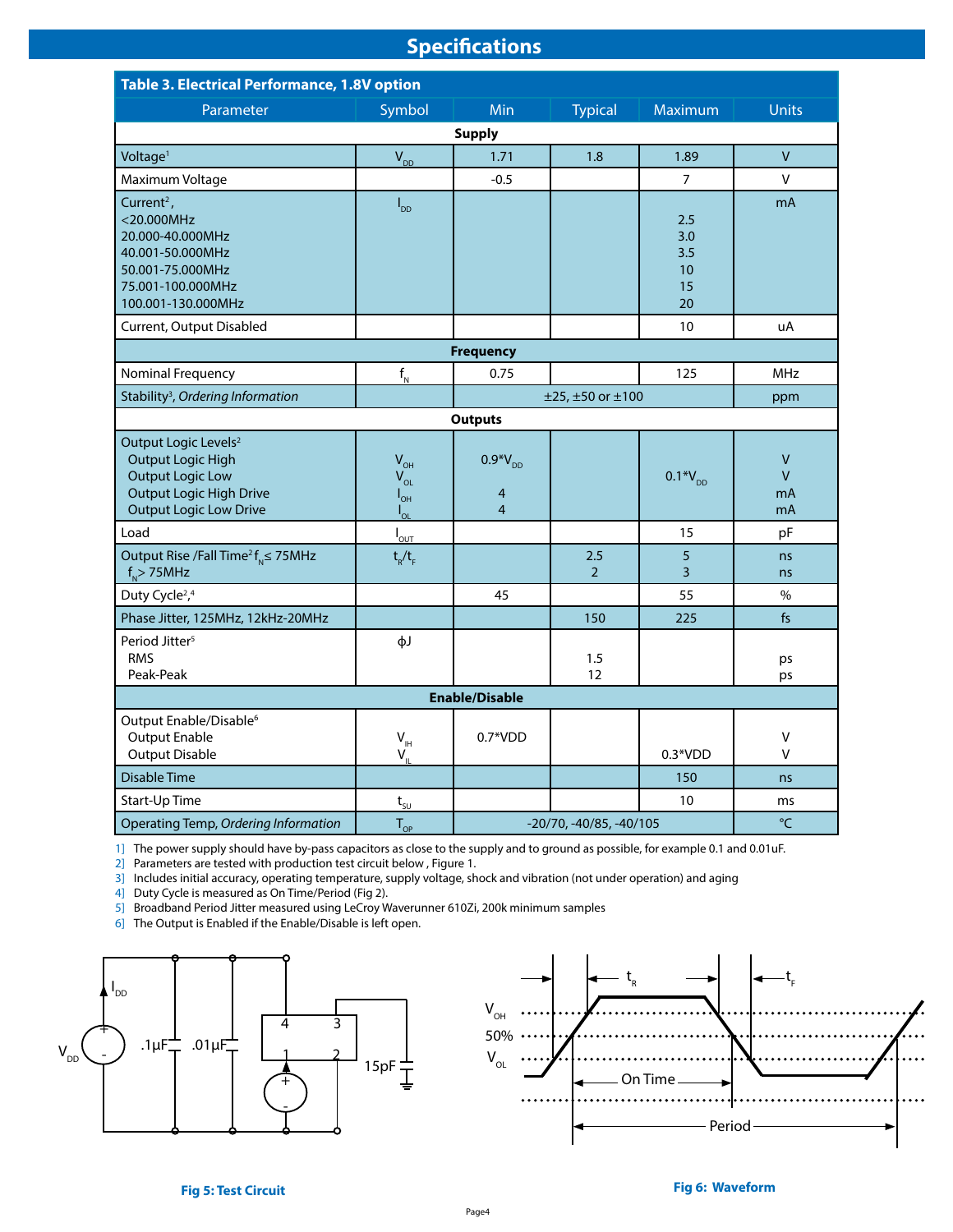## Specifications

**Table 3. Electrical Performance, 1.8V option**

| Parameter | Symbol | Min | Typical | Maximum | Units |
|---|---|---|---|---|---|
| **Supply** | | | | | |
| Voltage[1] | $V_{DD}$ | 1.71 | 1.8 | 1.89 | V |
| Maximum Voltage | | -0.5 | | 7 | V |
| Current[2], | $I_{DD}$ | | | | mA |
| <20.000MHz | | | | 2.5 | |
| 20.000-40.000MHz | | | | 3.0 | |
| 40.001-50.000MHz | | | | 3.5 | |
| 50.001-75.000MHz | | | | 10 | |
| 75.001-100.000MHz | | | | 15 | |
| 100.001-130.000MHz | | | | 20 | |
| Current, Output Disabled | | | | 10 | uA |
| **Frequency** | | | | | |
| Nominal Frequency | $f_N$ | 0.75 | | 125 | MHz |
| Stability[3], *Ordering Information* | | ±25, ±50 or ±100 | | | ppm |
| **Outputs** | | | | | |
| Output Logic Levels[2] | | | | | |
| Output Logic High | $V_{OH}$ | $0.9*V_{DD}$ | | | V |
| Output Logic Low | $V_{OL}$ | | | $0.1*V_{DD}$ | V |
| Output Logic High Drive | $I_{OH}$ | 4 | | | mA |
| Output Logic Low Drive | $I_{OL}$ | 4 | | | mA |
| Load | $I_{OUT}$ | | | 15 | pF |
| Output Rise /Fall Time[2] $f_N \leq$ 75MHz | $t_R/t_F$ | | 2.5 | 5 | ns |
| $f_N >$ 75MHz | | | 2 | 3 | ns |
| Duty Cycle[2,4] | | 45 | | 55 | % |
| Phase Jitter, 125MHz, 12kHz-20MHz | | | 150 | 225 | fs |
| Period Jitter[5] | ϕJ | | | | |
| RMS | | | 1.5 | | ps |
| Peak-Peak | | | 12 | | ps |
| **Enable/Disable** | | | | | |
| Output Enable/Disable[6] | | | | | |
| Output Enable | $V_{IH}$ | 0.7*VDD | | | V |
| Output Disable | $V_{IL}$ | | | 0.3*VDD | V |
| Disable Time | | | | 150 | ns |
| Start-Up Time | $t_{SU}$ | | | 10 | ms |
| Operating Temp, *Ordering Information* | $T_{OP}$ | -20/70, -40/85, -40/105 | | | °C |

1] The power supply should have by-pass capacitors as close to the supply and to ground as possible, for example 0.1 and 0.01uF.
2] Parameters are tested with production test circuit below , Figure 1.
3] Includes initial accuracy, operating temperature, supply voltage, shock and vibration (not under operation) and aging
4] Duty Cycle is measured as On Time/Period (Fig 2).
5] Broadband Period Jitter measured using LeCroy Waverunner 610Zi, 200k minimum samples
6] The Output is Enabled if the Enable/Disable is left open.

**Fig 5: Test Circuit**

**Fig 6: Waveform**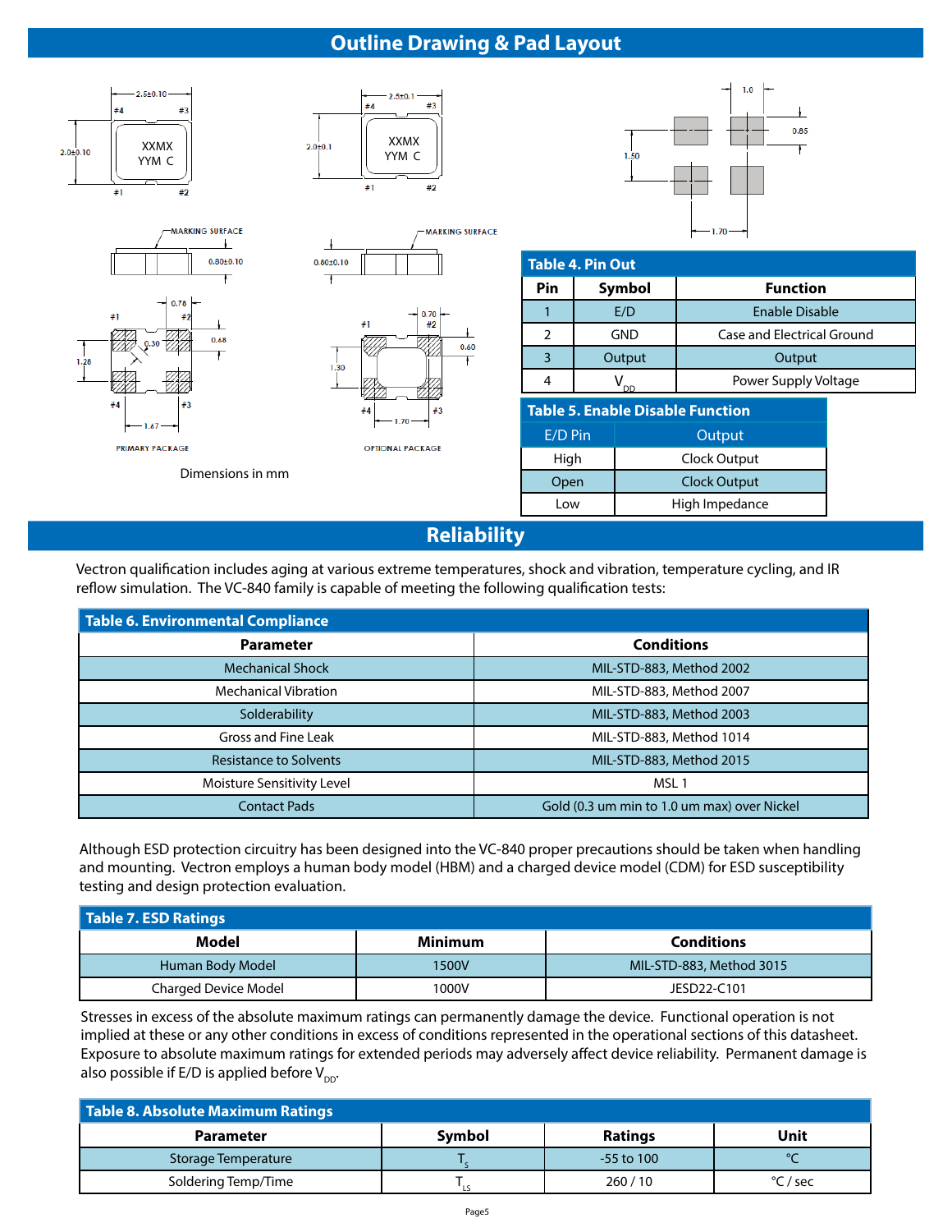## Outline Drawing & Pad Layout

Dimensions in mm

**Table 4. Pin Out**

| Pin | Symbol | Function |
|---|---|---|
| 1 | E/D | Enable Disable |
| 2 | GND | Case and Electrical Ground |
| 3 | Output | Output |
| 4 | $V_{DD}$ | Power Supply Voltage |

**Table 5. Enable Disable Function**

| E/D Pin | Output |
|---|---|
| High | Clock Output |
| Open | Clock Output |
| Low | High Impedance |

## Reliability

Vectron qualification includes aging at various extreme temperatures, shock and vibration, temperature cycling, and IR reflow simulation. The VC-840 family is capable of meeting the following qualification tests:

**Table 6. Environmental Compliance**

| Parameter | Conditions |
|---|---|
| Mechanical Shock | MIL-STD-883, Method 2002 |
| Mechanical Vibration | MIL-STD-883, Method 2007 |
| Solderability | MIL-STD-883, Method 2003 |
| Gross and Fine Leak | MIL-STD-883, Method 1014 |
| Resistance to Solvents | MIL-STD-883, Method 2015 |
| Moisture Sensitivity Level | MSL 1 |
| Contact Pads | Gold (0.3 um min to 1.0 um max) over Nickel |

Although ESD protection circuitry has been designed into the VC-840 proper precautions should be taken when handling and mounting. Vectron employs a human body model (HBM) and a charged device model (CDM) for ESD susceptibility testing and design protection evaluation.

**Table 7. ESD Ratings**

| Model | Minimum | Conditions |
|---|---|---|
| Human Body Model | 1500V | MIL-STD-883, Method 3015 |
| Charged Device Model | 1000V | JESD22-C101 |

Stresses in excess of the absolute maximum ratings can permanently damage the device. Functional operation is not implied at these or any other conditions in excess of conditions represented in the operational sections of this datasheet. Exposure to absolute maximum ratings for extended periods may adversely affect device reliability. Permanent damage is also possible if E/D is applied before $V_{DD}$.

**Table 8. Absolute Maximum Ratings**

| Parameter | Symbol | Ratings | Unit |
|---|---|---|---|
| Storage Temperature | $T_S$ | -55 to 100 | °C |
| Soldering Temp/Time | $T_{LS}$ | 260 / 10 | °C / sec |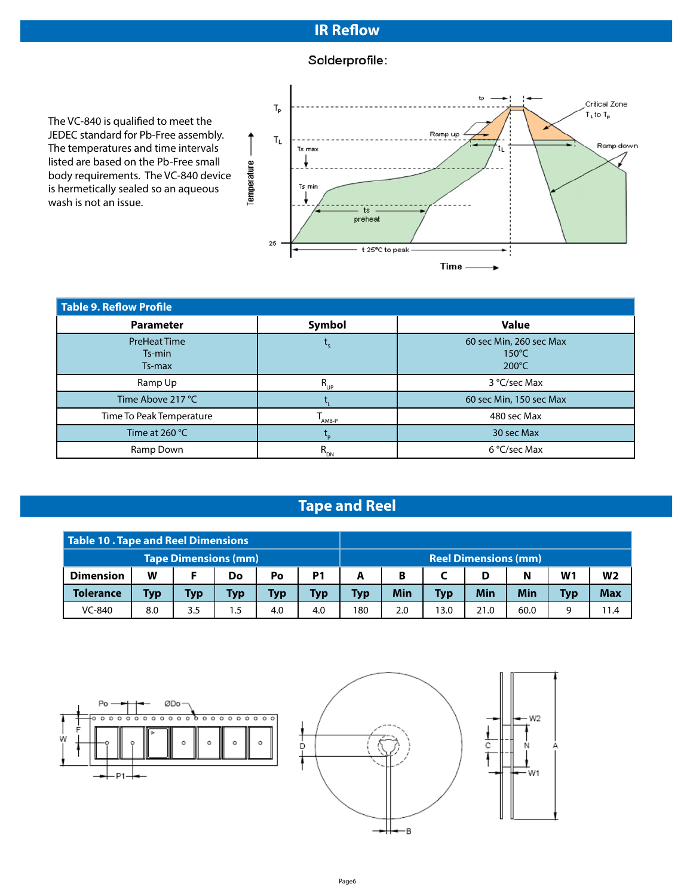# IR Reflow

The VC-840 is qualified to meet the JEDEC standard for Pb-Free assembly. The temperatures and time intervals listed are based on the Pb-Free small body requirements. The VC-840 device is hermetically sealed so an aqueous wash is not an issue.

Solderprofile:

**Table 9. Reflow Profile**

| Parameter | Symbol | Value |
|---|---|---|
| PreHeat Time<br>Ts-min<br>Ts-max | $t_S$ | 60 sec Min, 260 sec Max<br>150°C<br>200°C |
| Ramp Up | $R_{UP}$ | 3 °C/sec Max |
| Time Above 217 °C | $t_L$ | 60 sec Min, 150 sec Max |
| Time To Peak Temperature | $T_{AMB-P}$ | 480 sec Max |
| Time at 260 °C | $t_P$ | 30 sec Max |
| Ramp Down | $R_{DN}$ | 6 °C/sec Max |

# Tape and Reel

**Table 10 . Tape and Reel Dimensions**

| Tape Dimensions (mm) | | | | | | Reel Dimensions (mm) | | | | | | |
|---|---|---|---|---|---|---|---|---|---|---|---|---|
| **Dimension** | **W** | **F** | **Do** | **Po** | **P1** | **A** | **B** | **C** | **D** | **N** | **W1** | **W2** |
| **Tolerance** | **Typ** | **Typ** | **Typ** | **Typ** | **Typ** | **Typ** | **Min** | **Typ** | **Min** | **Min** | **Typ** | **Max** |
| VC-840 | 8.0 | 3.5 | 1.5 | 4.0 | 4.0 | 180 | 2.0 | 13.0 | 21.0 | 60.0 | 9 | 11.4 |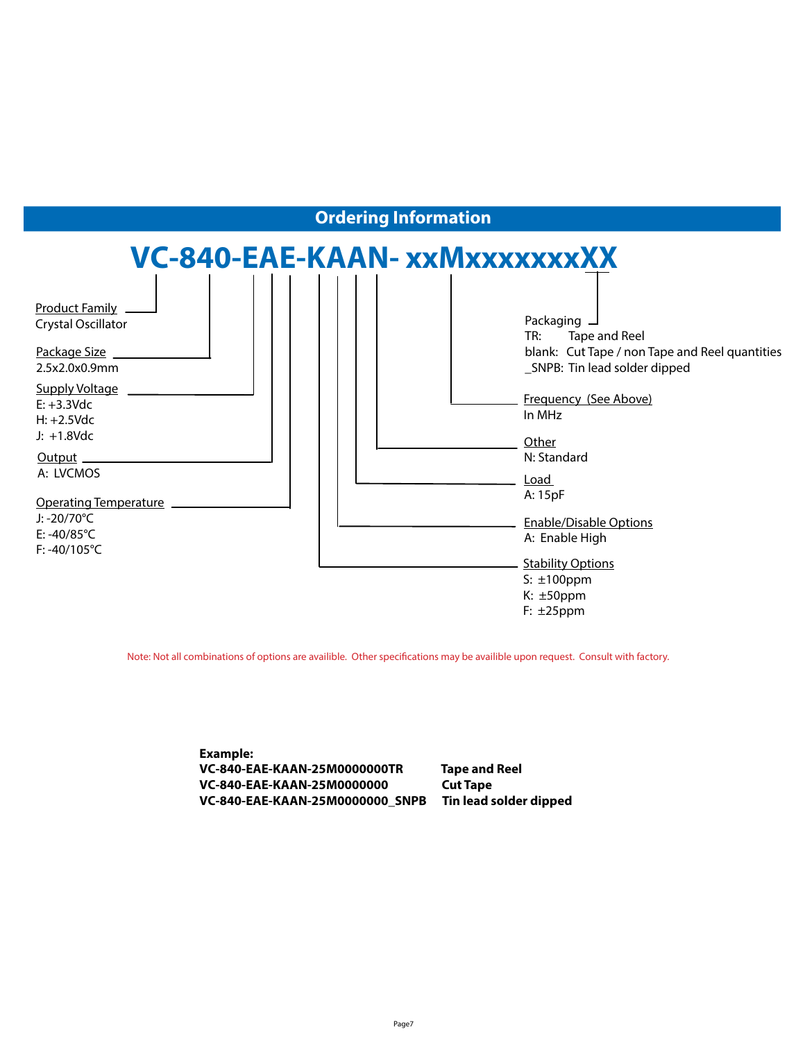## Ordering Information

# VC-840-EAE-KAAN- xxMxxxxxxxXX

**Product Family**
Crystal Oscillator

**Package Size**
2.5x2.0x0.9mm

**Supply Voltage**
E: +3.3Vdc
H: +2.5Vdc
J: +1.8Vdc

**Output**
A: LVCMOS

**Operating Temperature**
J: -20/70°C
E: -40/85°C
F: -40/105°C

**Packaging**
TR: Tape and Reel
blank: Cut Tape / non Tape and Reel quantities
_SNPB: Tin lead solder dipped

**Frequency (See Above)**
In MHz

**Other**
N: Standard

**Load**
A: 15pF

**Enable/Disable Options**
A: Enable High

**Stability Options**
S: ±100ppm
K: ±50ppm
F: ±25ppm

Note: Not all combinations of options are availible. Other specifications may be availible upon request. Consult with factory.

**Example:**

| | |
|---|---|
| **VC-840-EAE-KAAN-25M0000000TR** | **Tape and Reel** |
| **VC-840-EAE-KAAN-25M0000000** | **Cut Tape** |
| **VC-840-EAE-KAAN-25M0000000_SNPB** | **Tin lead solder dipped** |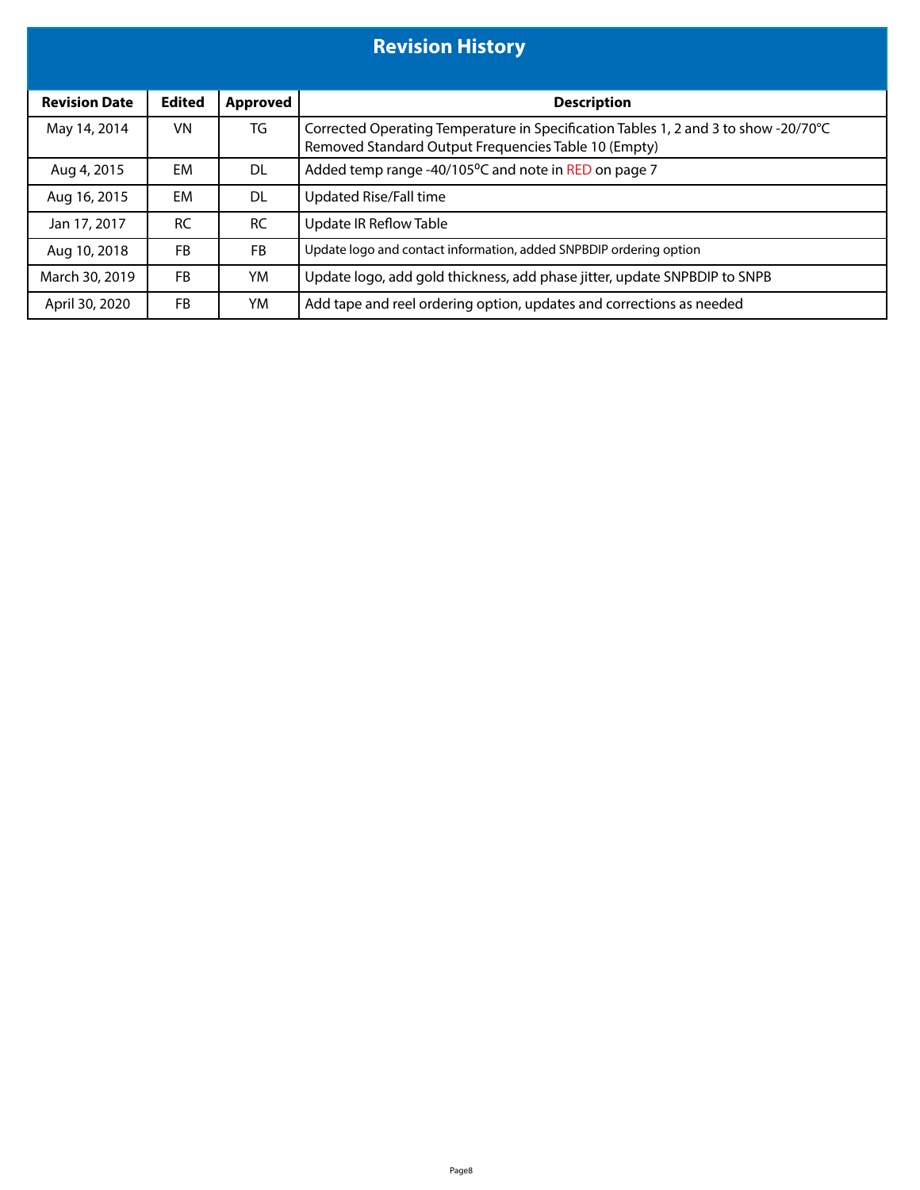## Revision History

| Revision Date | Edited | Approved | Description |
|---|---|---|---|
| May 14, 2014 | VN | TG | Corrected Operating Temperature in Specification Tables 1, 2 and 3 to show -20/70°C Removed Standard Output Frequencies Table 10 (Empty) |
| Aug 4, 2015 | EM | DL | Added temp range -40/105ºC and note in RED on page 7 |
| Aug 16, 2015 | EM | DL | Updated Rise/Fall time |
| Jan 17, 2017 | RC | RC | Update IR Reflow Table |
| Aug 10, 2018 | FB | FB | Update logo and contact information, added SNPBDIP ordering option |
| March 30, 2019 | FB | YM | Update logo, add gold thickness, add phase jitter, update SNPBDIP to SNPB |
| April 30, 2020 | FB | YM | Add tape and reel ordering option, updates and corrections as needed |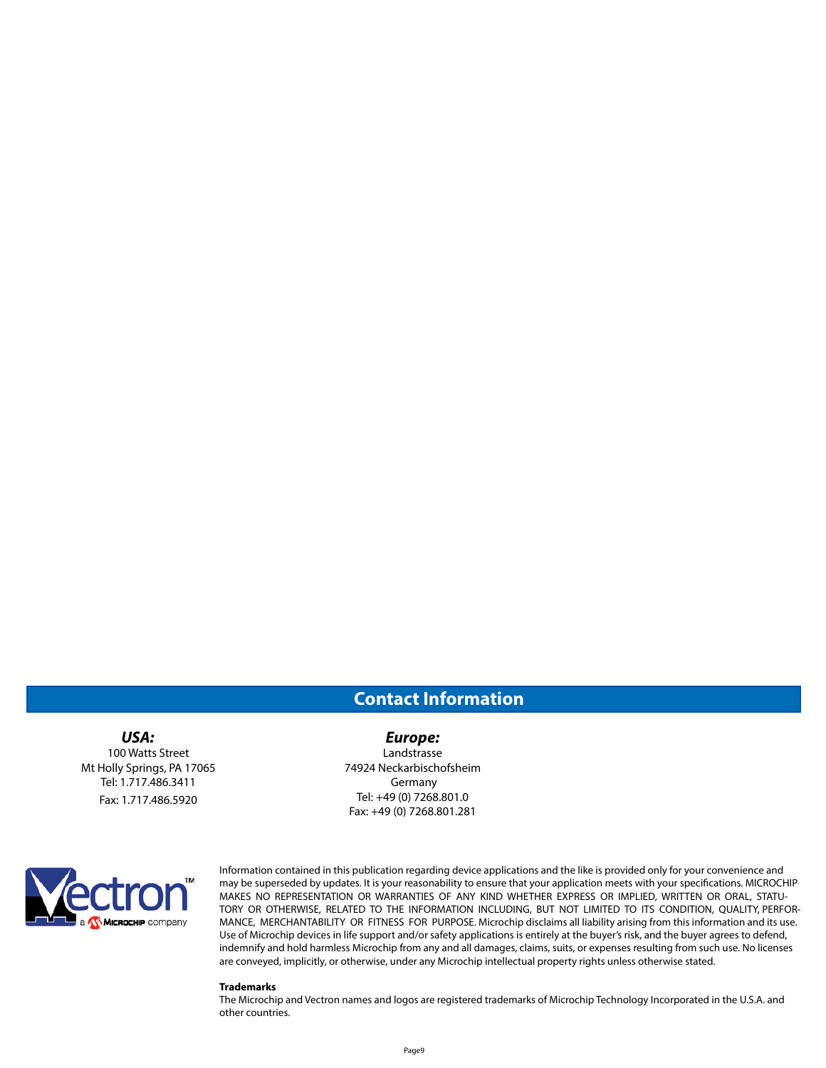## Contact Information

***USA:***
100 Watts Street
Mt Holly Springs, PA 17065
Tel: 1.717.486.3411
Fax: 1.717.486.5920

***Europe:***
Landstrasse
74924 Neckarbischofsheim
Germany
Tel: +49 (0) 7268.801.0
Fax: +49 (0) 7268.801.281

Information contained in this publication regarding device applications and the like is provided only for your convenience and may be superseded by updates. It is your reasonability to ensure that your application meets with your specifications. MICROCHIP MAKES NO REPRESENTATION OR WARRANTIES OF ANY KIND WHETHER EXPRESS OR IMPLIED, WRITTEN OR ORAL, STATUTORY OR OTHERWISE, RELATED TO THE INFORMATION INCLUDING, BUT NOT LIMITED TO ITS CONDITION, QUALITY, PERFORMANCE, MERCHANTABILITY OR FITNESS FOR PURPOSE. Microchip disclaims all liability arising from this information and its use. Use of Microchip devices in life support and/or safety applications is entirely at the buyer's risk, and the buyer agrees to defend, indemnify and hold harmless Microchip from any and all damages, claims, suits, or expenses resulting from such use. No licenses are conveyed, implicitly, or otherwise, under any Microchip intellectual property rights unless otherwise stated.

**Trademarks**
The Microchip and Vectron names and logos are registered trademarks of Microchip Technology Incorporated in the U.S.A. and other countries.